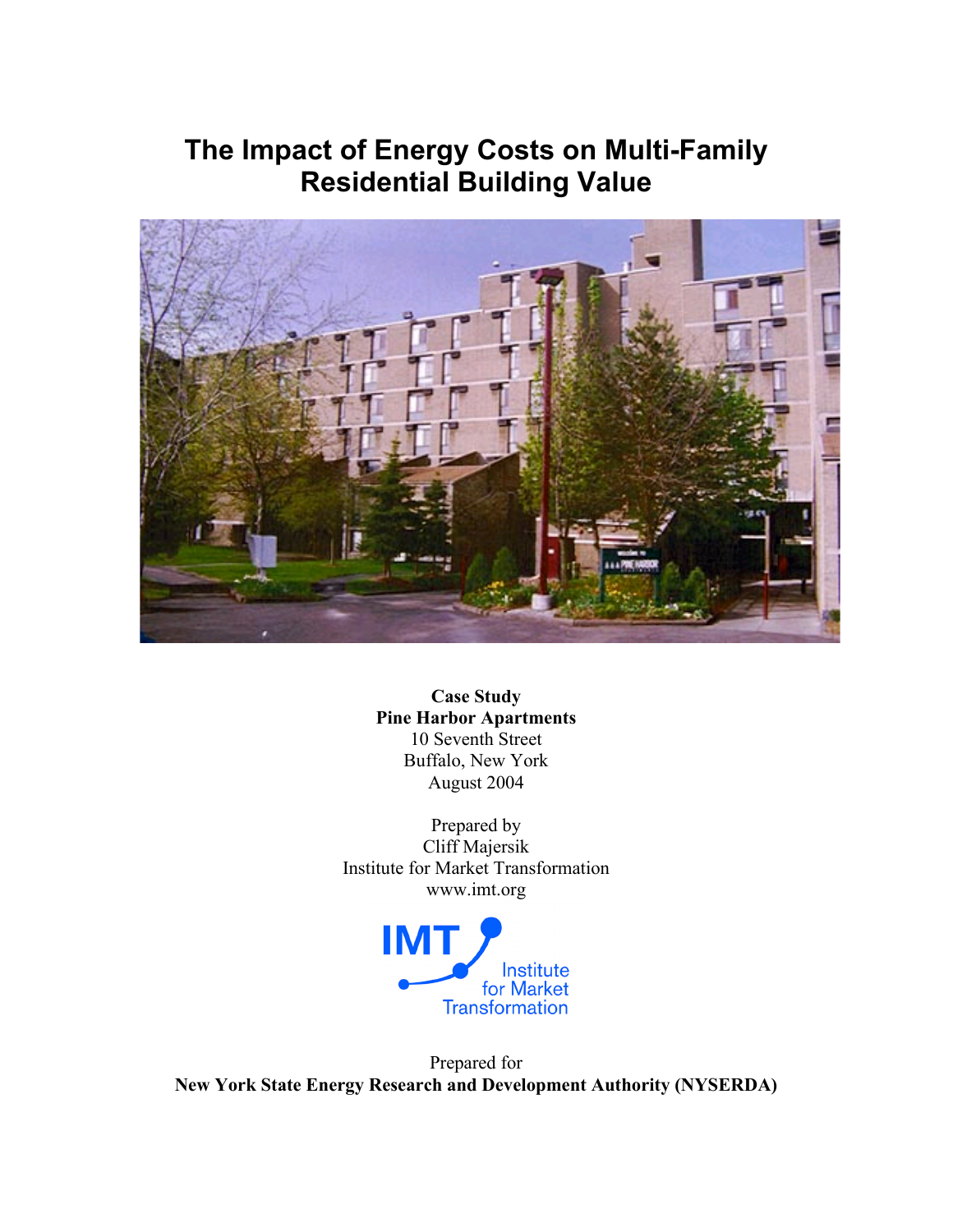# The Impact of Energy Costs on Multi-Family Residential Building Value

**Case Study**
**Pine Harbor Apartments**
10 Seventh Street
Buffalo, New York
August 2004

Prepared by
Cliff Majersik
Institute for Market Transformation
www.imt.org

Prepared for
**New York State Energy Research and Development Authority (NYSERDA)**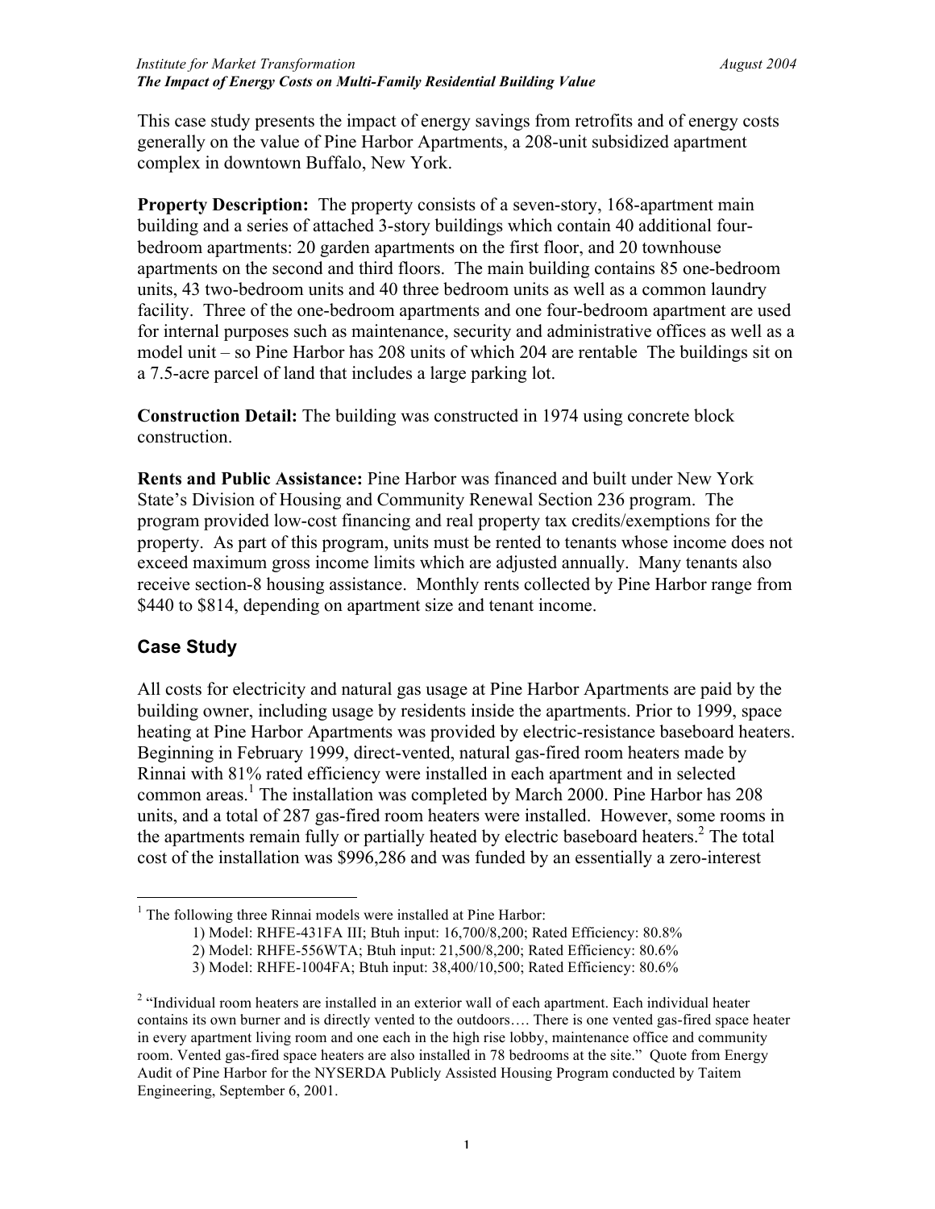This case study presents the impact of energy savings from retrofits and of energy costs generally on the value of Pine Harbor Apartments, a 208-unit subsidized apartment complex in downtown Buffalo, New York.

**Property Description:** The property consists of a seven-story, 168-apartment main building and a series of attached 3-story buildings which contain 40 additional four-bedroom apartments: 20 garden apartments on the first floor, and 20 townhouse apartments on the second and third floors. The main building contains 85 one-bedroom units, 43 two-bedroom units and 40 three bedroom units as well as a common laundry facility. Three of the one-bedroom apartments and one four-bedroom apartment are used for internal purposes such as maintenance, security and administrative offices as well as a model unit – so Pine Harbor has 208 units of which 204 are rentable The buildings sit on a 7.5-acre parcel of land that includes a large parking lot.

**Construction Detail:** The building was constructed in 1974 using concrete block construction.

**Rents and Public Assistance:** Pine Harbor was financed and built under New York State's Division of Housing and Community Renewal Section 236 program. The program provided low-cost financing and real property tax credits/exemptions for the property. As part of this program, units must be rented to tenants whose income does not exceed maximum gross income limits which are adjusted annually. Many tenants also receive section-8 housing assistance. Monthly rents collected by Pine Harbor range from $440 to $814, depending on apartment size and tenant income.

## Case Study

All costs for electricity and natural gas usage at Pine Harbor Apartments are paid by the building owner, including usage by residents inside the apartments. Prior to 1999, space heating at Pine Harbor Apartments was provided by electric-resistance baseboard heaters. Beginning in February 1999, direct-vented, natural gas-fired room heaters made by Rinnai with 81% rated efficiency were installed in each apartment and in selected common areas.[1] The installation was completed by March 2000. Pine Harbor has 208 units, and a total of 287 gas-fired room heaters were installed. However, some rooms in the apartments remain fully or partially heated by electric baseboard heaters.[2] The total cost of the installation was $996,286 and was funded by an essentially a zero-interest

---

[1] The following three Rinnai models were installed at Pine Harbor:

1) Model: RHFE-431FA III; Btuh input: 16,700/8,200; Rated Efficiency: 80.8%
2) Model: RHFE-556WTA; Btuh input: 21,500/8,200; Rated Efficiency: 80.6%
3) Model: RHFE-1004FA; Btuh input: 38,400/10,500; Rated Efficiency: 80.6%

[2] "Individual room heaters are installed in an exterior wall of each apartment. Each individual heater contains its own burner and is directly vented to the outdoors…. There is one vented gas-fired space heater in every apartment living room and one each in the high rise lobby, maintenance office and community room. Vented gas-fired space heaters are also installed in 78 bedrooms at the site." Quote from Energy Audit of Pine Harbor for the NYSERDA Publicly Assisted Housing Program conducted by Taitem Engineering, September 6, 2001.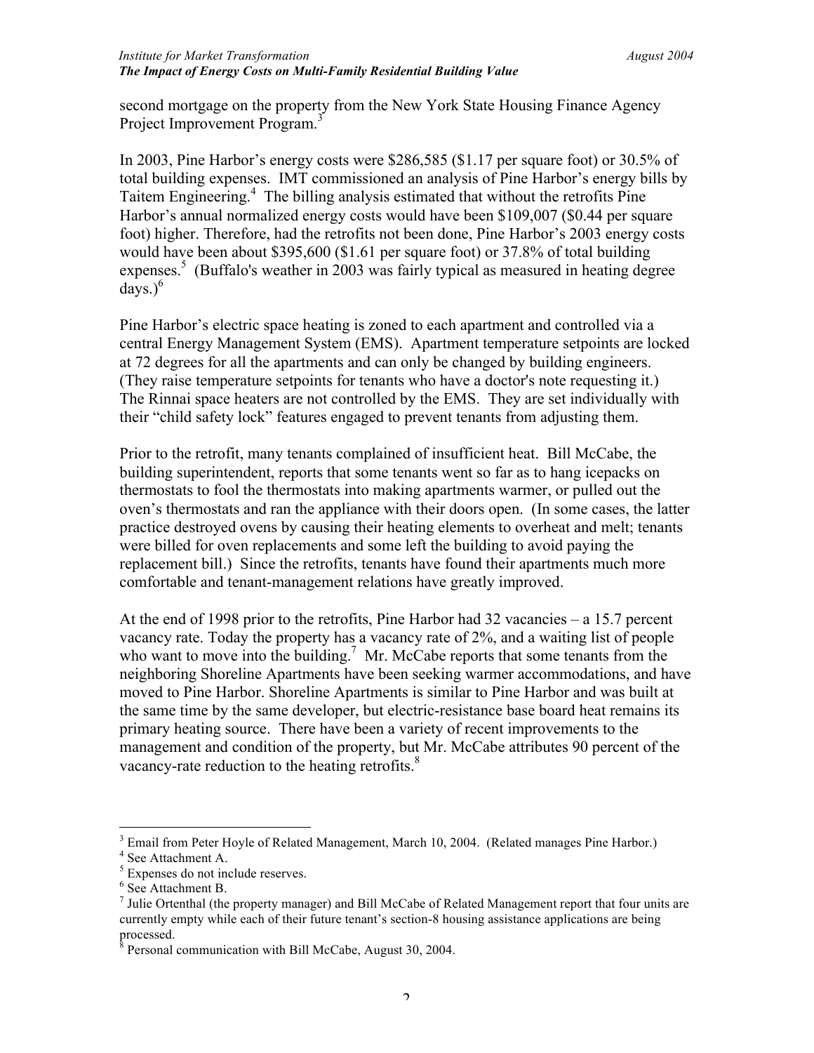second mortgage on the property from the New York State Housing Finance Agency Project Improvement Program.[3]

In 2003, Pine Harbor's energy costs were $286,585 ($1.17 per square foot) or 30.5% of total building expenses. IMT commissioned an analysis of Pine Harbor's energy bills by Taitem Engineering.[4] The billing analysis estimated that without the retrofits Pine Harbor's annual normalized energy costs would have been $109,007 ($0.44 per square foot) higher. Therefore, had the retrofits not been done, Pine Harbor's 2003 energy costs would have been about $395,600 ($1.61 per square foot) or 37.8% of total building expenses.[5] (Buffalo's weather in 2003 was fairly typical as measured in heating degree days.)[6]

Pine Harbor's electric space heating is zoned to each apartment and controlled via a central Energy Management System (EMS). Apartment temperature setpoints are locked at 72 degrees for all the apartments and can only be changed by building engineers. (They raise temperature setpoints for tenants who have a doctor's note requesting it.) The Rinnai space heaters are not controlled by the EMS. They are set individually with their "child safety lock" features engaged to prevent tenants from adjusting them.

Prior to the retrofit, many tenants complained of insufficient heat. Bill McCabe, the building superintendent, reports that some tenants went so far as to hang icepacks on thermostats to fool the thermostats into making apartments warmer, or pulled out the oven's thermostats and ran the appliance with their doors open. (In some cases, the latter practice destroyed ovens by causing their heating elements to overheat and melt; tenants were billed for oven replacements and some left the building to avoid paying the replacement bill.) Since the retrofits, tenants have found their apartments much more comfortable and tenant-management relations have greatly improved.

At the end of 1998 prior to the retrofits, Pine Harbor had 32 vacancies – a 15.7 percent vacancy rate. Today the property has a vacancy rate of 2%, and a waiting list of people who want to move into the building.[7] Mr. McCabe reports that some tenants from the neighboring Shoreline Apartments have been seeking warmer accommodations, and have moved to Pine Harbor. Shoreline Apartments is similar to Pine Harbor and was built at the same time by the same developer, but electric-resistance base board heat remains its primary heating source. There have been a variety of recent improvements to the management and condition of the property, but Mr. McCabe attributes 90 percent of the vacancy-rate reduction to the heating retrofits.[8]

---

[3] Email from Peter Hoyle of Related Management, March 10, 2004. (Related manages Pine Harbor.)

[4] See Attachment A.

[5] Expenses do not include reserves.

[6] See Attachment B.

[7] Julie Ortenthal (the property manager) and Bill McCabe of Related Management report that four units are currently empty while each of their future tenant's section-8 housing assistance applications are being processed.

[8] Personal communication with Bill McCabe, August 30, 2004.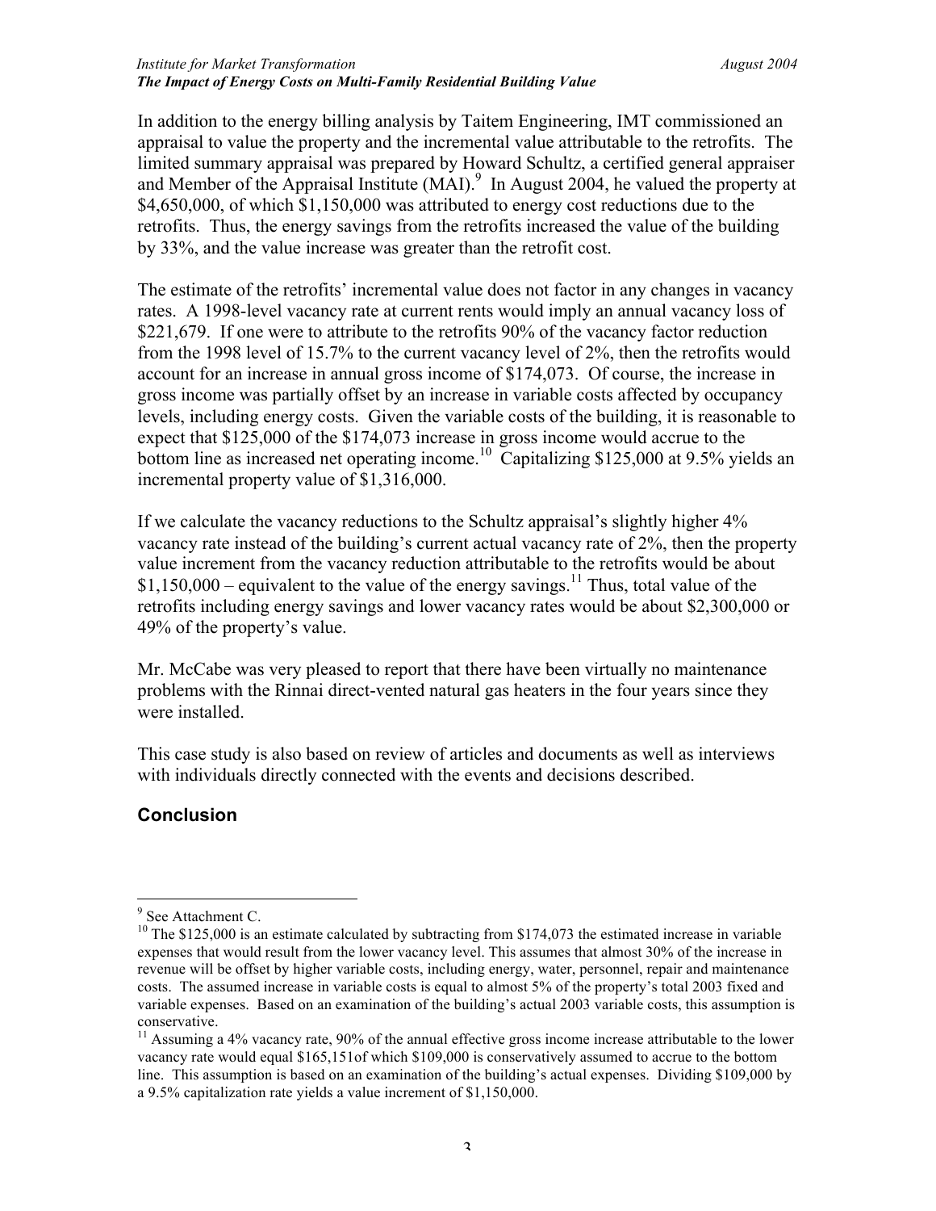In addition to the energy billing analysis by Taitem Engineering, IMT commissioned an appraisal to value the property and the incremental value attributable to the retrofits. The limited summary appraisal was prepared by Howard Schultz, a certified general appraiser and Member of the Appraisal Institute (MAI).[9] In August 2004, he valued the property at $4,650,000, of which $1,150,000 was attributed to energy cost reductions due to the retrofits. Thus, the energy savings from the retrofits increased the value of the building by 33%, and the value increase was greater than the retrofit cost.

The estimate of the retrofits' incremental value does not factor in any changes in vacancy rates. A 1998-level vacancy rate at current rents would imply an annual vacancy loss of $221,679. If one were to attribute to the retrofits 90% of the vacancy factor reduction from the 1998 level of 15.7% to the current vacancy level of 2%, then the retrofits would account for an increase in annual gross income of $174,073. Of course, the increase in gross income was partially offset by an increase in variable costs affected by occupancy levels, including energy costs. Given the variable costs of the building, it is reasonable to expect that $125,000 of the $174,073 increase in gross income would accrue to the bottom line as increased net operating income.[10] Capitalizing $125,000 at 9.5% yields an incremental property value of $1,316,000.

If we calculate the vacancy reductions to the Schultz appraisal's slightly higher 4% vacancy rate instead of the building's current actual vacancy rate of 2%, then the property value increment from the vacancy reduction attributable to the retrofits would be about $1,150,000 – equivalent to the value of the energy savings.[11] Thus, total value of the retrofits including energy savings and lower vacancy rates would be about $2,300,000 or 49% of the property's value.

Mr. McCabe was very pleased to report that there have been virtually no maintenance problems with the Rinnai direct-vented natural gas heaters in the four years since they were installed.

This case study is also based on review of articles and documents as well as interviews with individuals directly connected with the events and decisions described.

## Conclusion

---

[9] See Attachment C.

[10] The $125,000 is an estimate calculated by subtracting from $174,073 the estimated increase in variable expenses that would result from the lower vacancy level. This assumes that almost 30% of the increase in revenue will be offset by higher variable costs, including energy, water, personnel, repair and maintenance costs. The assumed increase in variable costs is equal to almost 5% of the property's total 2003 fixed and variable expenses. Based on an examination of the building's actual 2003 variable costs, this assumption is conservative.

[11] Assuming a 4% vacancy rate, 90% of the annual effective gross income increase attributable to the lower vacancy rate would equal $165,151of which $109,000 is conservatively assumed to accrue to the bottom line. This assumption is based on an examination of the building's actual expenses. Dividing $109,000 by a 9.5% capitalization rate yields a value increment of $1,150,000.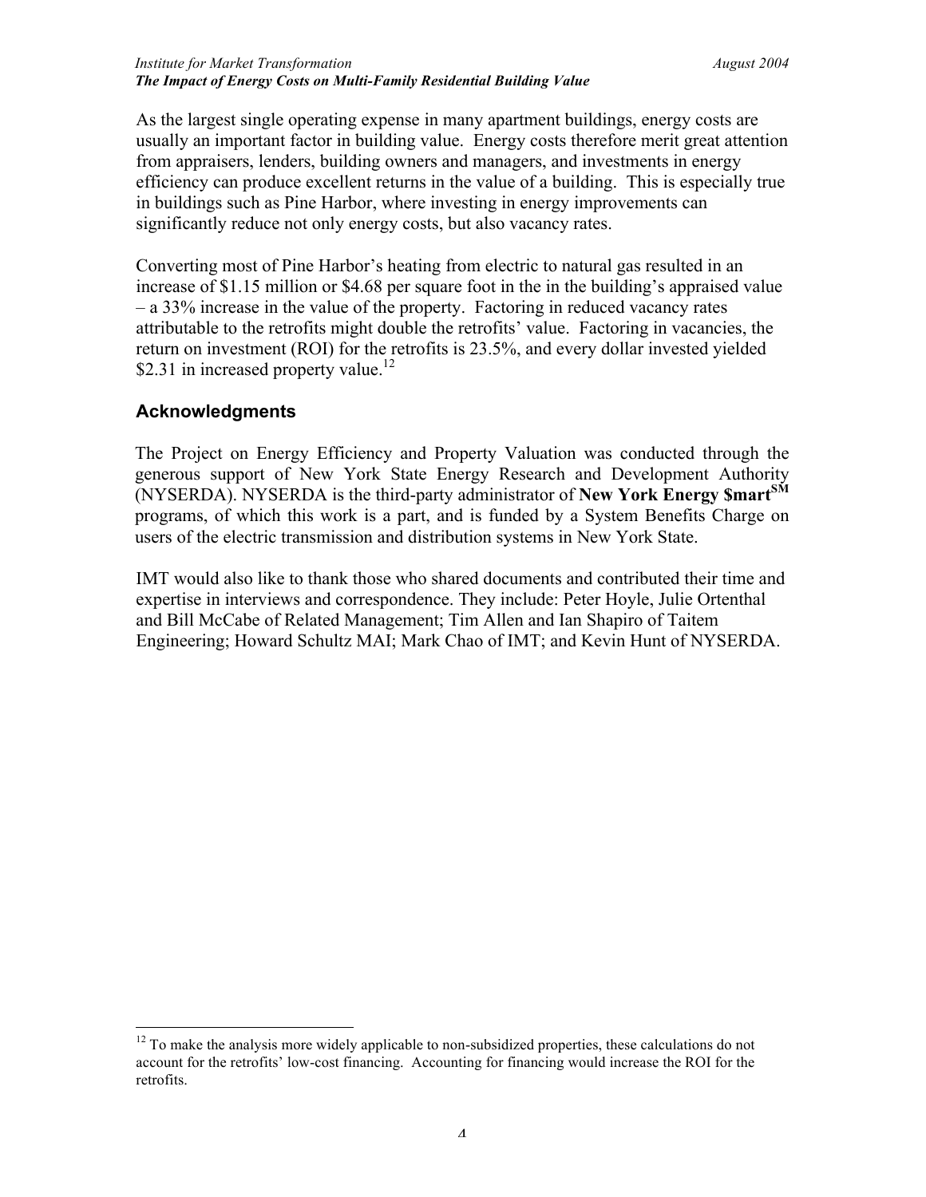As the largest single operating expense in many apartment buildings, energy costs are usually an important factor in building value. Energy costs therefore merit great attention from appraisers, lenders, building owners and managers, and investments in energy efficiency can produce excellent returns in the value of a building. This is especially true in buildings such as Pine Harbor, where investing in energy improvements can significantly reduce not only energy costs, but also vacancy rates.

Converting most of Pine Harbor's heating from electric to natural gas resulted in an increase of $1.15 million or $4.68 per square foot in the in the building's appraised value – a 33% increase in the value of the property. Factoring in reduced vacancy rates attributable to the retrofits might double the retrofits' value. Factoring in vacancies, the return on investment (ROI) for the retrofits is 23.5%, and every dollar invested yielded $2.31 in increased property value.[12]

## Acknowledgments

The Project on Energy Efficiency and Property Valuation was conducted through the generous support of New York State Energy Research and Development Authority (NYSERDA). NYSERDA is the third-party administrator of **New York Energy $mart℠** programs, of which this work is a part, and is funded by a System Benefits Charge on users of the electric transmission and distribution systems in New York State.

IMT would also like to thank those who shared documents and contributed their time and expertise in interviews and correspondence. They include: Peter Hoyle, Julie Ortenthal and Bill McCabe of Related Management; Tim Allen and Ian Shapiro of Taitem Engineering; Howard Schultz MAI; Mark Chao of IMT; and Kevin Hunt of NYSERDA.

---

[12] To make the analysis more widely applicable to non-subsidized properties, these calculations do not account for the retrofits' low-cost financing. Accounting for financing would increase the ROI for the retrofits.